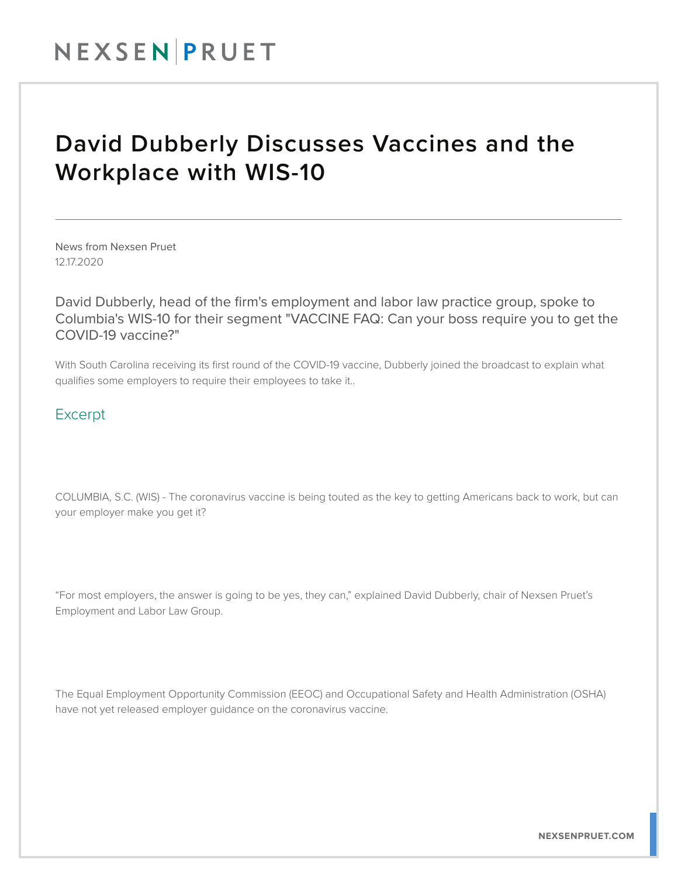# David Dubberly Discusses Vaccines and the Workplace with WIS-10

News from Nexsen Pruet
12.17.2020

David Dubberly, head of the firm's employment and labor law practice group, spoke to Columbia's WIS-10 for their segment "VACCINE FAQ: Can your boss require you to get the COVID-19 vaccine?"

With South Carolina receiving its first round of the COVID-19 vaccine, Dubberly joined the broadcast to explain what qualifies some employers to require their employees to take it..

## Excerpt

COLUMBIA, S.C. (WIS) - The coronavirus vaccine is being touted as the key to getting Americans back to work, but can your employer make you get it?

"For most employers, the answer is going to be yes, they can," explained David Dubberly, chair of Nexsen Pruet's Employment and Labor Law Group.

The Equal Employment Opportunity Commission (EEOC) and Occupational Safety and Health Administration (OSHA) have not yet released employer guidance on the coronavirus vaccine.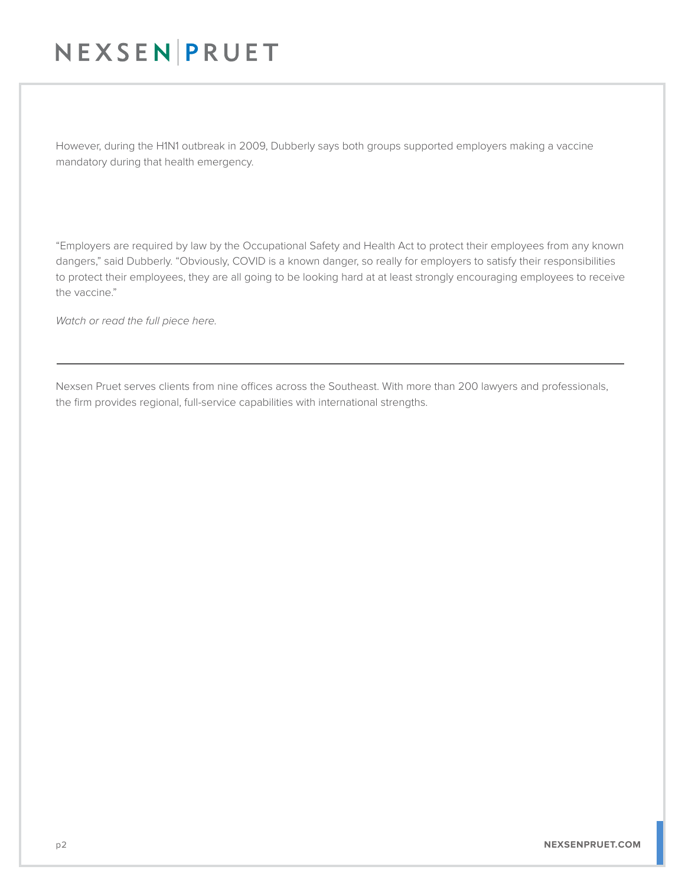However, during the H1N1 outbreak in 2009, Dubberly says both groups supported employers making a vaccine mandatory during that health emergency.

“Employers are required by law by the Occupational Safety and Health Act to protect their employees from any known dangers,” said Dubberly. “Obviously, COVID is a known danger, so really for employers to satisfy their responsibilities to protect their employees, they are all going to be looking hard at at least strongly encouraging employees to receive the vaccine.”

*Watch or read the full piece here.*

---

Nexsen Pruet serves clients from nine offices across the Southeast. With more than 200 lawyers and professionals, the firm provides regional, full-service capabilities with international strengths.